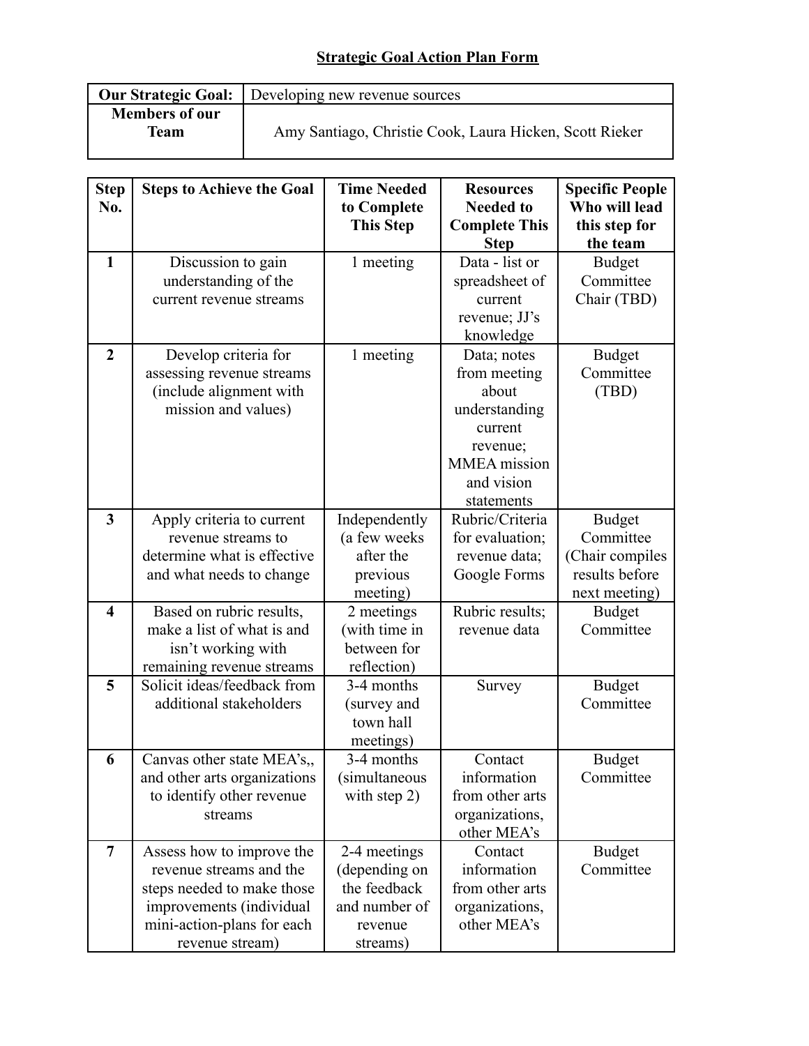# Strategic Goal Action Plan Form

| **Our Strategic Goal:** | Developing new revenue sources |
|---|---|
| **Members of our Team** | Amy Santiago, Christie Cook, Laura Hicken, Scott Rieker |

| Step No. | Steps to Achieve the Goal | Time Needed to Complete This Step | Resources Needed to Complete This Step | Specific People Who will lead this step for the team |
|---|---|---|---|---|
| **1** | Discussion to gain understanding of the current revenue streams | 1 meeting | Data - list or spreadsheet of current revenue; JJ's knowledge | Budget Committee Chair (TBD) |
| **2** | Develop criteria for assessing revenue streams (include alignment with mission and values) | 1 meeting | Data; notes from meeting about understanding current revenue; MMEA mission and vision statements | Budget Committee (TBD) |
| **3** | Apply criteria to current revenue streams to determine what is effective and what needs to change | Independently (a few weeks after the previous meeting) | Rubric/Criteria for evaluation; revenue data; Google Forms | Budget Committee (Chair compiles results before next meeting) |
| **4** | Based on rubric results, make a list of what is and isn't working with remaining revenue streams | 2 meetings (with time in between for reflection) | Rubric results; revenue data | Budget Committee |
| **5** | Solicit ideas/feedback from additional stakeholders | 3-4 months (survey and town hall meetings) | Survey | Budget Committee |
| **6** | Canvas other state MEA's,, and other arts organizations to identify other revenue streams | 3-4 months (simultaneous with step 2) | Contact information from other arts organizations, other MEA's | Budget Committee |
| **7** | Assess how to improve the revenue streams and the steps needed to make those improvements (individual mini-action-plans for each revenue stream) | 2-4 meetings (depending on the feedback and number of revenue streams) | Contact information from other arts organizations, other MEA's | Budget Committee |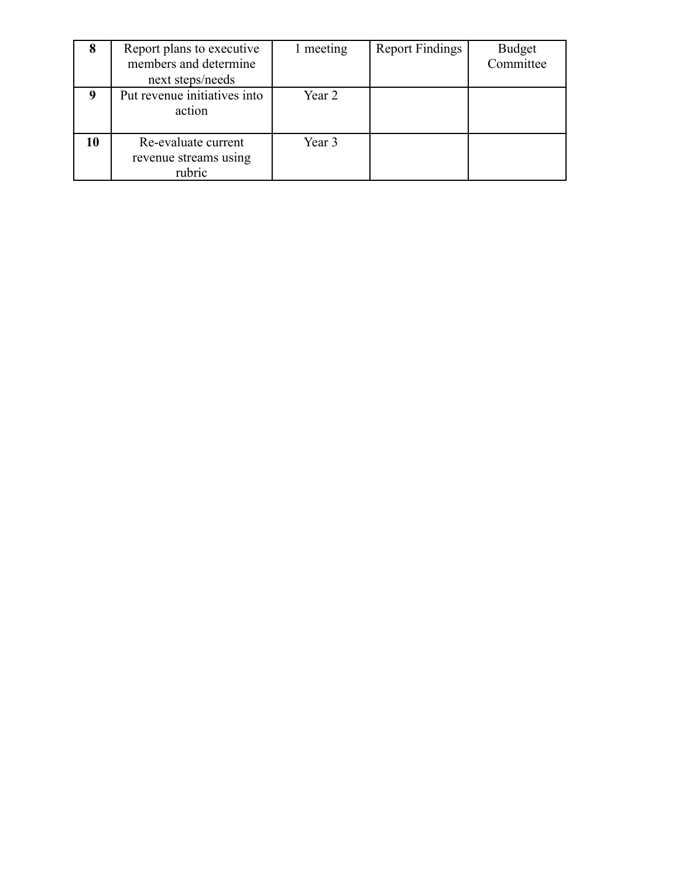| | | | | |
|---|---|---|---|---|
| **8** | Report plans to executive members and determine next steps/needs | 1 meeting | Report Findings | Budget Committee |
| **9** | Put revenue initiatives into action | Year 2 | | |
| **10** | Re-evaluate current revenue streams using rubric | Year 3 | | |